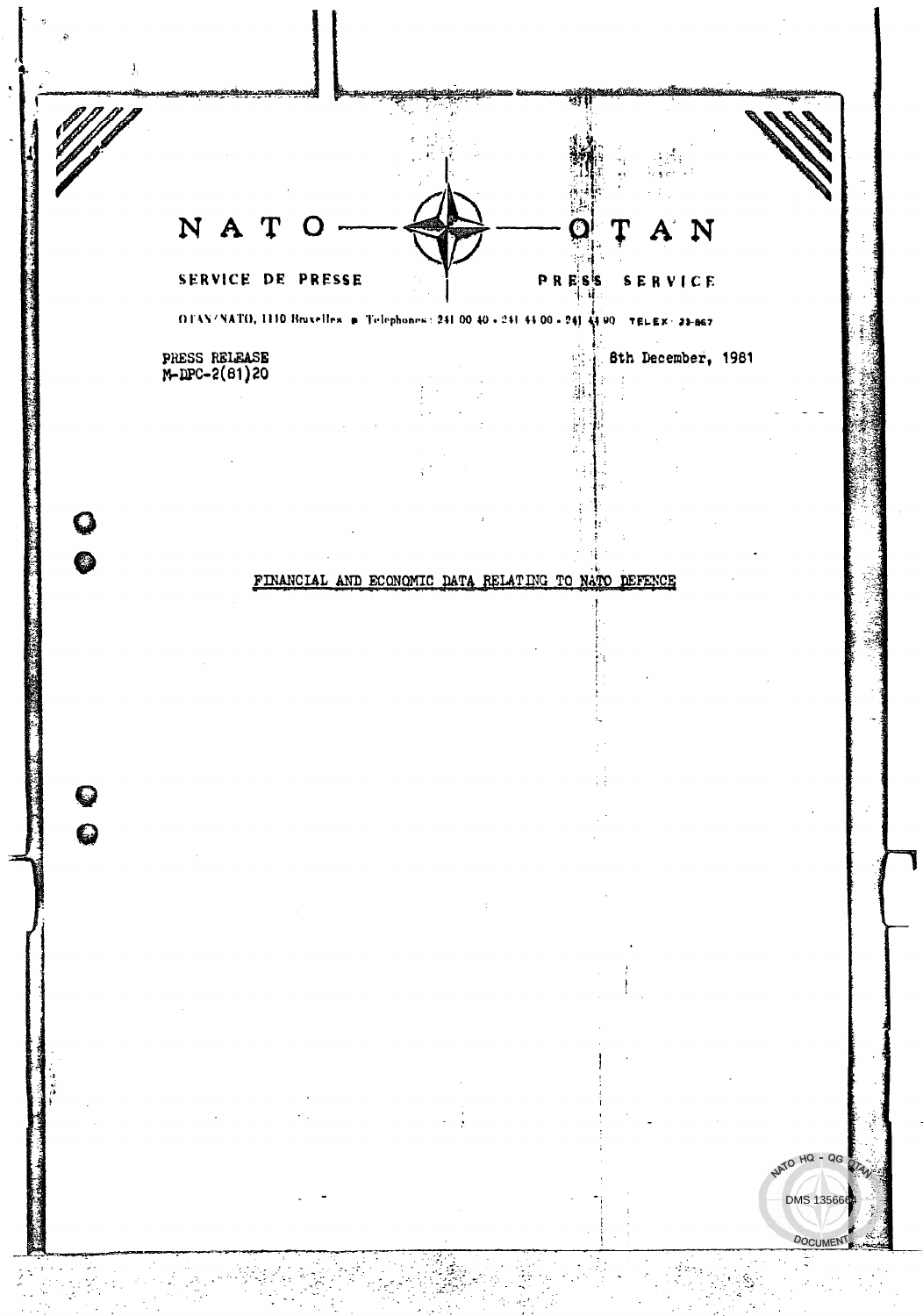NATO — OTAN

SERVICE DE PRESSE — PRESS SERVICE

OTAN/NATO, 1110 Bruxelles • Telephones: 241 00 40 - 241 44 00 - 241 44 90 TELEX: 23-867

PRESS RELEASE
M-DPC-2(81)20

8th December, 1981

## FINANCIAL AND ECONOMIC DATA RELATING TO NATO DEFENCE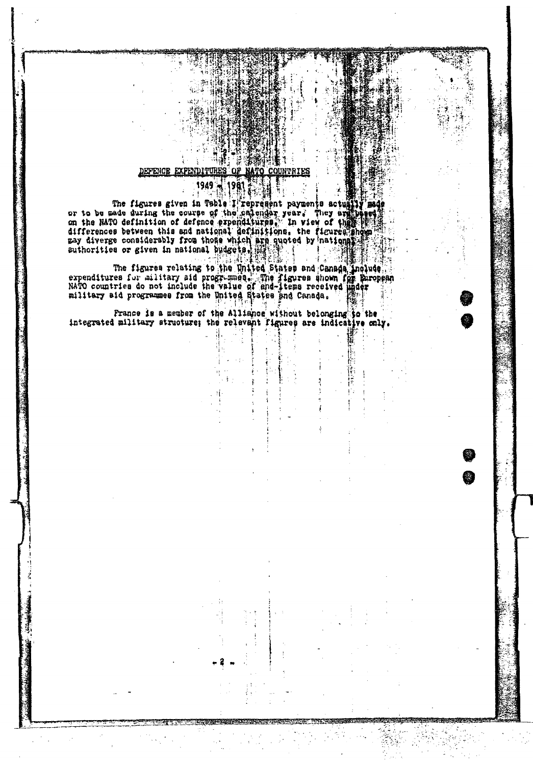## DEFENCE EXPENDITURES OF NATO COUNTRIES

### 1949 - 1981

The figures given in Table I represent payments actually made or to be made during the course of the calendar year. They are based on the NATO definition of defence expenditures. In view of the differences between this and national definitions, the figures shown may diverge considerably from those which are quoted by national authorities or given in national budgets.

The figures relating to the United States and Canada include expenditures for military aid programmes. The figures shown for European NATO countries do not include the value of end-items received under military aid programmes from the United States and Canada.

France is a member of the Alliance without belonging to the integrated military structure; the relevant figures are indicative only.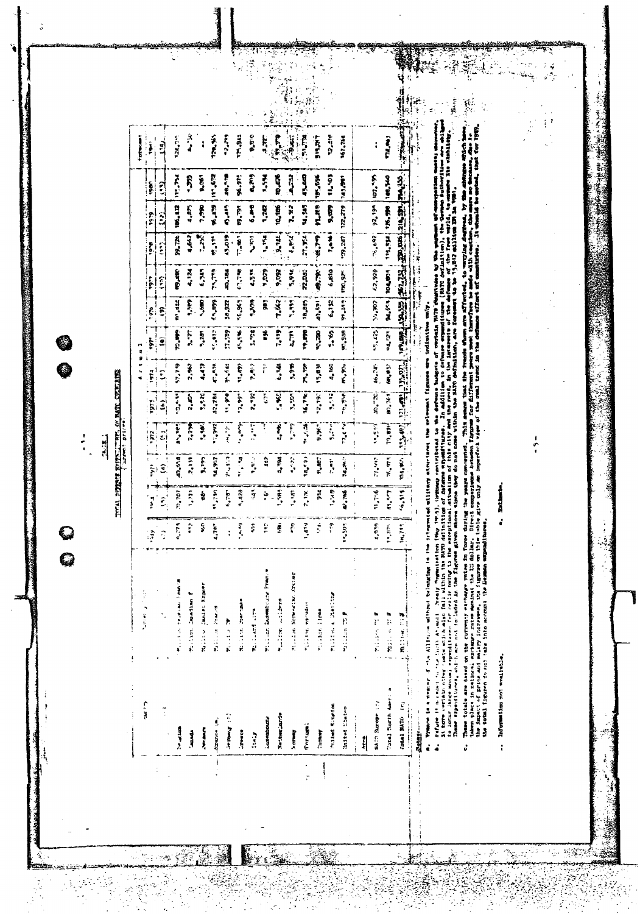## TABLE 1

### TOTAL DEFENCE EXPENDITURES OF NATO COUNTRIES

(current prices)

| Country | Currency unit | 1949 (2) | 1970 (3) | 1971 (4) | 1972 (5) | 1973 (6) | 1974 (7) | 1975 (8) | 1976 (9) | 1977 (10) | 1978 (11) | 1979 (12) | 1980 (13) | Forecast 1981 (14) |
|---|---|---|---|---|---|---|---|---|---|---|---|---|---|---|
| Belgium | Million Belgian Francs | 8,274 | 30,707 | 33,538 | 35,798 | 42,141 | 57,779 | 72,000 | 81,444 | 89,480 | 99,726 | 106,412 | 115,754 | 124,7?? |
| Canada | Million Canadian $ | 372 | 1,771 | 2,131 | 2,238 | 2,405 | 2,862 | 3,127 | 3,589 | 4,124 | 4,662 | 4,875 | 5,755 | 6,4?? |
| Denmark | Million Danish Kroner | 360 | 1,839 | 2,195 | 2,390 | 2,520 | 3,417 | 4,440 | 5,280 | 5,348 | 6,249 | 7,990 | 8,985 | .. |
| France (a) | Million French Francs | 4,787 | 32,672 | 34,907 | 37,992 | 42,284 | 47,878 | 55,?17 | 63,899 | 73,097 | 85,175 | 96,439 | 111,672 | 129,?? |
| Germany (b) | Million DM | .. | 22,573 | 25,450 | 28,720 | 31,908 | 35,644 | 37,589 | 38,922 | 40,184 | 43,019 | 45,415 | 48,518 | 52,299 |
| Greece | Million Drachmas | 1,630 | 11,?? | 12,?? | 14,?? | 16,?? | 23,?? | 45,936 | 55,763 | 67,738 | 77,861 | 89,791 | 96,975 | 135,941 |
| Italy | Milliard Lire | 255 | 1,562 | 1,852 | 2,162 | 2,392 | 2,852 | 3,104 | 3,608 | 4,533 | 5,301 | 6,468 | 8,203 | 9,910 |
| Luxembourg | Million Luxembourg Francs | 1?? | 1?? | ... | ... | ... | 571 | 856 | 983 | 1,029 | 1,154 | 1,282 | 1,534 | 2,237 |
| Netherlands | Million Guilders | 658 | 3,968 | ... | ... | ... | ... | 7,119 | 7,662 | 8,092 | 9,145 | 10,185 | 10,476 | 11,?? |
| Norway | Million Norwegian Kroner | 270 | 1,7?? | ... | ... | ... | ... | 4,771 | 5,199 | 5,914 | 6,854 | 7,362 | 8,232 | 8,?? |
| Portugal | Million Escudos | 1,419 | 14,?? | ... | ... | ... | 16,770 | 19,899 | 18,?? | 22,?? | 27,?? | 34,?? | 43,440 | 51,776 |
| Turkey | Million Liras | 478 | 4,?? | ... | ... | 9,867 | 12,192 | 15,831 | 30,200 | 40,691 | 49,790 | 76,?? | 93,000 | 195,556 / 315,267 |
| United Kingdom | Million Pounds Sterling | 779 | 2,409 | ... | ... | ... | 4,160 | 5,165 | 6,132 | 6,810 | 7,616 | 9,029 | 11,182 | 12,?? |
| United States | Million US $ | 14,503 | 81,703 | ... | ... | 79,174 | 85,906 | 90,948 | 91,013 | 100,925 | 109,247 | 122,279 | 143,981 | 167,788 |
| **Area** | | | | | | | | | | | | | | |
| NATO Europe (c) | Million US $ | 6,000 | ... | ... | ... | ... | ... | ... | ... | ... | ... | ... | ... | .. |
| Total North America | Million US $ | ... | ... | ... | ... | ... | ... | ... | ... | ... | ... | ... | ... | 172,0?? |
| Total NATO (c) | Million US $ | ... | ... | ... | ... | ... | ... | ... | ... | ... | ... | ... | ... | .. |

**Notes:**

a. France is a member of the Alliance without belonging to the integrated military structure; the relevant figures are indicative only.

b. Before its accession to the North Atlantic Treaty Organisation (May 1955), Germany contributed to the defence budgets of certain NATO countries by the payment of occupation costs; moreover, it bears certain other costs which also fall within the NATO definition of defence expenditures. In addition to defence expenditures the German authorities are obliged to incur large annual expenditures for Berlin owing to the exceptional situation of this city and the need, in the interests of the defence of the free world, to ensure its viability. These expenditures, which are not included in the figures given above since they do not come within the NATO definition, are forecast to be 15,812 million DM in 1981.

c. These totals are based on the currency exchange rates in force during the years concerned. This means that the trends shown are affected, to varying degrees, by the changes which have taken place in national exchange rates against the US dollar. Direct comparisons between figures for different years must be made with caution, therefore, since no account is taken of the impact of price and salary increases; the figures in this table give only an imperfect view of the real trend in the defence effort of countries. It should be noted that for 1980, the total figures do not take into account the Luxembourg expenditures.

.. Information not available.

e. Estimate.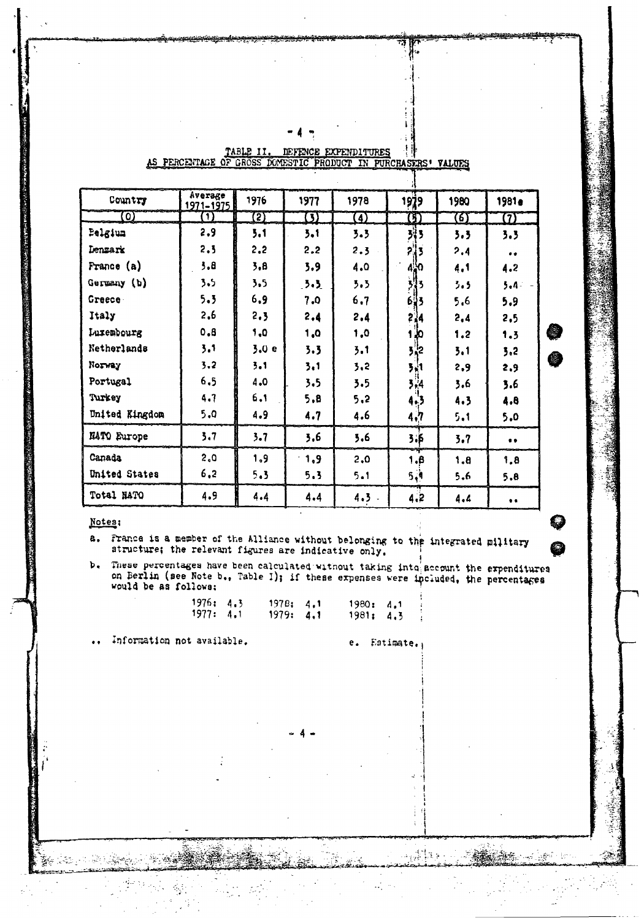## TABLE II. DEFENCE EXPENDITURES AS PERCENTAGE OF GROSS DOMESTIC PRODUCT IN PURCHASERS' VALUES

| Country | Average 1971-1975 | 1976 | 1977 | 1978 | 1979 | 1980 | 1981e |
|---|---|---|---|---|---|---|---|
| (0) | (1) | (2) | (3) | (4) | (5) | (6) | (7) |
| Belgium | 2.9 | 3.1 | 3.1 | 3.3 | 3.3 | 3.3 | 3.3 |
| Denmark | 2.3 | 2.2 | 2.2 | 2.3 | 2.3 | 2.4 | .. |
| France (a) | 3.8 | 3.8 | 3.9 | 4.0 | 4.0 | 4.1 | 4.2 |
| Germany (b) | 3.5 | 3.5 | 3.3 | 3.3 | 3.3 | 3.3 | 3.4 |
| Greece | 5.3 | 6.9 | 7.0 | 6.7 | 6.3 | 5.6 | 5.9 |
| Italy | 2.6 | 2.3 | 2.4 | 2.4 | 2.4 | 2.4 | 2.5 |
| Luxembourg | 0.8 | 1.0 | 1.0 | 1.0 | 1.0 | 1.2 | 1.3 |
| Netherlands | 3.1 | 3.0 e | 3.3 | 3.1 | 3.2 | 3.1 | 3.2 |
| Norway | 3.2 | 3.1 | 3.1 | 3.2 | 3.1 | 2.9 | 2.9 |
| Portugal | 6.5 | 4.0 | 3.5 | 3.5 | 3.4 | 3.6 | 3.6 |
| Turkey | 4.7 | 6.1 | 5.8 | 5.2 | 4.3 | 4.3 | 4.8 |
| United Kingdom | 5.0 | 4.9 | 4.7 | 4.6 | 4.7 | 5.1 | 5.0 |
| NATO Europe | 3.7 | 3.7 | 3.6 | 3.6 | 3.6 | 3.7 | .. |
| Canada | 2.0 | 1.9 | 1.9 | 2.0 | 1.8 | 1.8 | 1.8 |
| United States | 6.2 | 5.3 | 5.3 | 5.1 | 5.1 | 5.6 | 5.8 |
| Total NATO | 4.9 | 4.4 | 4.4 | 4.3 | 4.2 | 4.4 | .. |

Notes:

a. France is a member of the Alliance without belonging to the integrated military structure; the relevant figures are indicative only.

b. These percentages have been calculated without taking into account the expenditures on Berlin (see Note b., Table I); if these expenses were included, the percentages would be as follows:

1976: 4.3 &nbsp;&nbsp; 1978: 4.1 &nbsp;&nbsp; 1980: 4.1
1977: 4.1 &nbsp;&nbsp; 1979: 4.1 &nbsp;&nbsp; 1981: 4.3

.. Information not available. &nbsp;&nbsp;&nbsp;&nbsp; e. Estimate.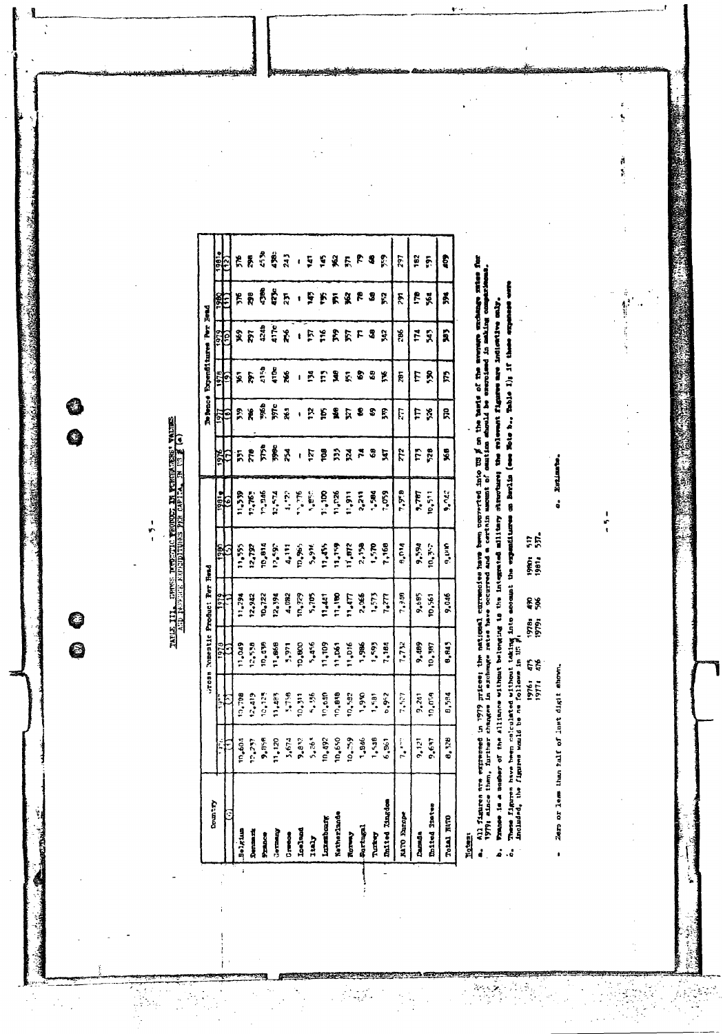# TABLE III. GROSS DOMESTIC PRODUCT IN PURCHASERS' VALUES AND DEFENCE EXPENDITURES PER CAPITA, IN US $ (a)

| Country | Gross Domestic Product Per Head | | | | | | Defence Expenditures Per Head | | | | | |
|---|---|---|---|---|---|---|---|---|---|---|---|---|
| | 1976 | 1977 | 1978 | 1979 | 1980 | 1981e | 1976 | 1977 | 1978 | 1979 | 1980 | 1981e |
| (0) | (1) | (2) | (3) | (4) | (5) | (6) | (7) | (8) | (9) | (10) | (11) | (12) |
| Belgium | 10,604 | 10,708 | 11,049 | 11,294 | 11,555 | 11,539 | 351 | 339 | 361 | 369 | 376 | 376 |
| Denmark | 12,297 | 12,419 | 12,558 | 12,942 | 12,792 | 12,765 | 278 | 286 | 297 | 297 | 298 | 298 |
| France | 9,858 | 10,125 | 10,499 | 10,722 | 10,814 | 10,946 | 379b | 396b | 415b | 424b | 430b | 453b |
| Germany | 11,120 | 11,483 | 11,868 | 12,394 | 12,592 | 12,474 | 390c | 397c | 410c | 417c | 423c | 438c |
| Greece | 3,674 | 3,758 | 3,971 | 4,082 | 4,111 | 4,120 | 254 | 263 | 266 | 256 | 231 | 243 |
| Iceland | 9,832 | 10,311 | 10,800 | 10,929 | 10,965 | 11,776 | - | - | - | - | - | - |
| Italy | 5,363 | 5,336 | 5,456 | 5,705 | 5,914 | 5,950 | 127 | 132 | 134 | 137 | 145 | 141 |
| Luxembourg | 10,892 | 10,840 | 11,109 | 11,441 | 11,454 | 11,100 | 108 | 105 | 108 | 116 | 115 | 145 |
| Netherlands | 10,650 | 10,818 | 11,061 | 11,180 | 11,159 | 11,026 | 335 | 348 | 348 | 359 | 351 | 362 |
| Norway | 10,759 | 10,582 | 11,016 | 11,477 | 11,872 | 11,911 | 324 | 327 | 351 | 357 | 362 | 371 |
| Portugal | 1,846 | 1,930 | 1,986 | 2,066 | 2,158 | 2,211 | 74 | 66 | 69 | 71 | 78 | 79 |
| Turkey | 1,548 | 1,581 | 1,593 | 1,573 | 1,570 | 1,584 | 68 | 69 | 68 | 68 | 68 | 68 |
| United Kingdom | 6,961 | 6,952 | 7,184 | 7,277 | 7,168 | 7,059 | 347 | 339 | 336 | 342 | 352 | 359 |
| NATO Europe | 7,377 | 7,527 | 7,732 | 7,949 | 8,014 | 7,958 | 272 | 277 | 281 | 286 | 291 | 297 |
| Canada | 9,121 | 9,241 | 9,489 | 9,695 | 9,594 | 9,787 | 173 | 177 | 177 | 174 | 178 | 182 |
| United States | 9,637 | 10,059 | 10,387 | 10,561 | 10,352 | 10,511 | 528 | 526 | 530 | 543 | 564 | 591 |
| Total NATO | 8,328 | 8,584 | 8,843 | 9,046 | 9,000 | 9,042 | 368 | 370 | 375 | 383 | 394 | 409 |

Notes:

a. All figures are expressed in 1979 prices; the national currencies have been converted into US $ on the basis of the average exchange rates for 1979; since then, further changes in exchange rates have occurred and a certain amount of caution should be exercised in making comparisons.

b. France is a member of the Alliance without belonging to the integrated military structure; the relevant figures are indicative only.

c. These figures have been calculated without taking into account the expenditures on Berlin (see Note b., Table I); if these expenses were included, the figures would be as follows in US $:

1976: 475 1978: 490 1980: 517
1977: 476 1979: 506 1981: 537.

\- Zero or less than half of last digit shown.

e. Estimate.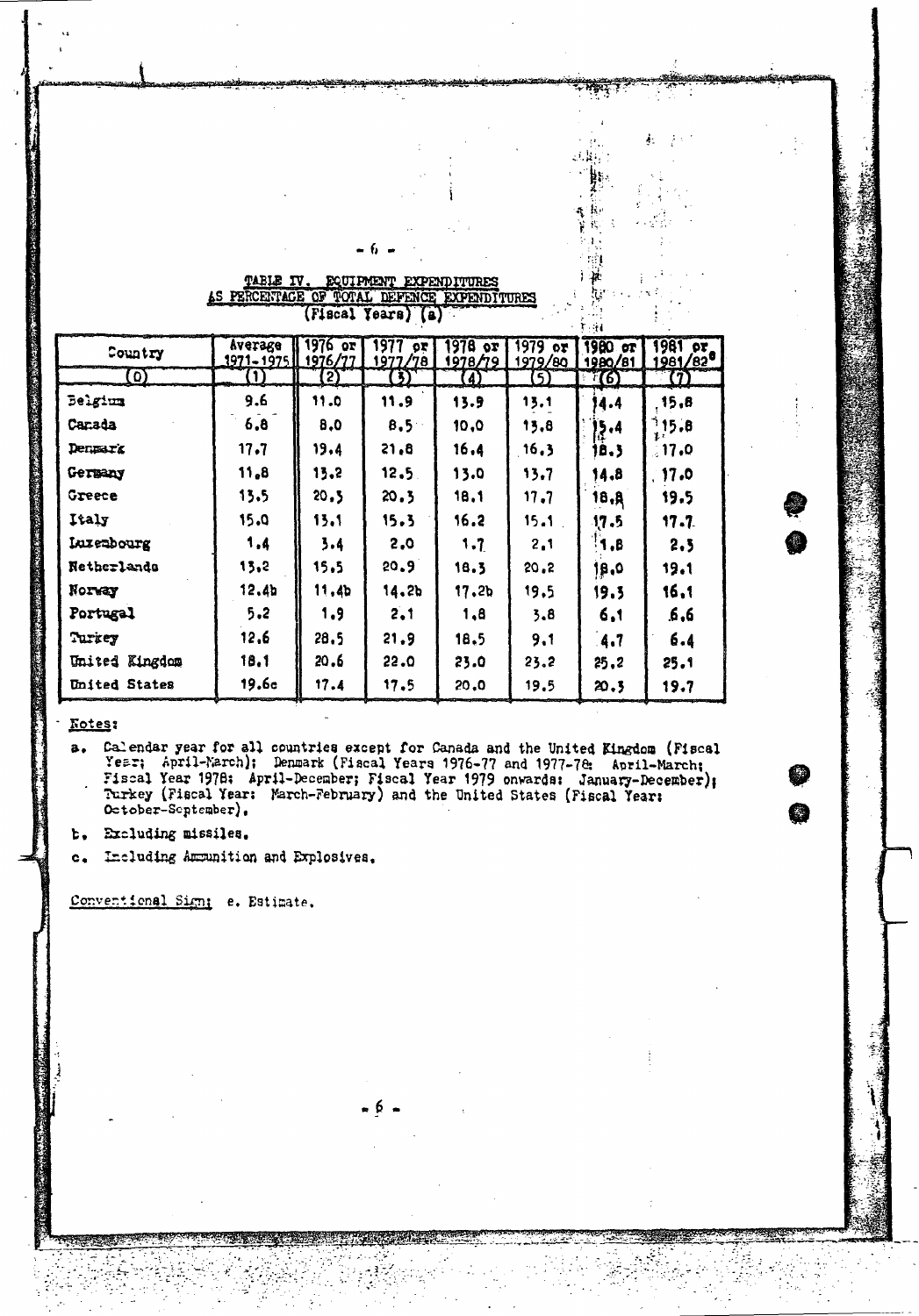### TABLE IV. EQUIPMENT EXPENDITURES AS PERCENTAGE OF TOTAL DEFENCE EXPENDITURES

(Fiscal Years) (a)

| Country | Average 1971-1975 | 1976 or 1976/77 | 1977 or 1977/78 | 1978 or 1978/79 | 1979 or 1979/80 | 1980 or 1980/81 | 1981 or 1981/82[e] |
|---|---|---|---|---|---|---|---|
| (0) | (1) | (2) | (3) | (4) | (5) | (6) | (7) |
| Belgium | 9.6 | 11.0 | 11.9 | 13.9 | 13.1 | 14.4 | 15.8 |
| Canada | 6.8 | 8.0 | 8.5 | 10.0 | 13.8 | 15.4 | 15.8 |
| Denmark | 17.7 | 19.4 | 21.8 | 16.4 | 16.3 | 18.3 | 17.0 |
| Germany | 11.8 | 13.2 | 12.5 | 13.0 | 13.7 | 14.8 | 17.0 |
| Greece | 13.5 | 20.3 | 20.3 | 18.1 | 17.7 | 18.8 | 19.5 |
| Italy | 15.0 | 13.1 | 15.3 | 16.2 | 15.1 | 17.5 | 17.7 |
| Luxembourg | 1.4 | 3.4 | 2.0 | 1.7 | 2.1 | 1.8 | 2.3 |
| Netherlands | 13.2 | 15.5 | 20.9 | 18.3 | 20.2 | 18.0 | 19.1 |
| Norway | 12.4b | 11.4b | 14.2b | 17.2b | 19.5 | 19.3 | 16.1 |
| Portugal | 5.2 | 1.9 | 2.1 | 1.8 | 3.8 | 6.1 | 6.6 |
| Turkey | 12.6 | 28.5 | 21.9 | 18.5 | 9.1 | 4.7 | 6.4 |
| United Kingdom | 18.1 | 20.6 | 22.0 | 23.0 | 23.2 | 25.2 | 25.1 |
| United States | 19.6c | 17.4 | 17.5 | 20.0 | 19.5 | 20.3 | 19.7 |

Notes:

a. Calendar year for all countries except for Canada and the United Kingdom (Fiscal Year; April-March); Denmark (Fiscal Years 1976-77 and 1977-78: April-March; Fiscal Year 1978: April-December; Fiscal Year 1979 onwards: January-December); Turkey (Fiscal Year: March-February) and the United States (Fiscal Year: October-September).

b. Excluding missiles.

c. Including Ammunition and Explosives.

Conventional Sign: e. Estimate.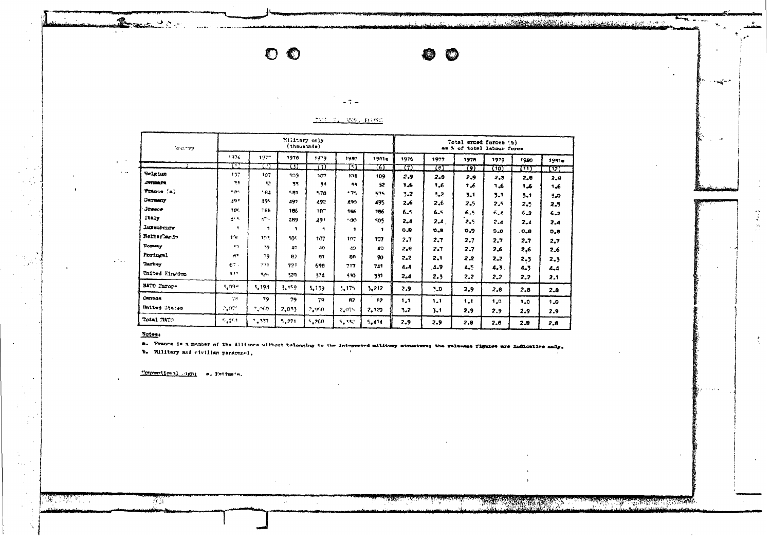TABLE 7. ARMED FORCES

| Country | Military only (thousands) | | | | | | Total armed forces (b) as % of total labour force | | | | | |
|---|---|---|---|---|---|---|---|---|---|---|---|---|
| | 1976 | 1977 | 1978 | 1979 | 1980 | 1981e | 1976 | 1977 | 1978 | 1979 | 1980 | 1981e |
| | (1) | (2) | (3) | (4) | (5) | (6) | (7) | (8) | (9) | (10) | (11) | (12) |
| Belgium | 107 | 107 | 109 | 107 | 108 | 109 | 2.9 | 2.8 | 2.9 | 2.8 | 2.8 | 2.8 |
| Denmark | 33 | 32 | 33 | 34 | 34 | 32 | 1.6 | 1.6 | 1.6 | 1.6 | 1.6 | 1.6 |
| France (a) | 585 | 584 | 581 | 578 | 575 | 575 | 3.2 | 3.2 | 3.1 | 3.1 | 3.1 | 3.0 |
| Germany | 497 | 495 | 491 | 492 | 490 | 495 | 2.6 | 2.6 | 2.5 | 2.5 | 2.5 | 2.5 |
| Greece | 186 | 186 | 186 | 187 | 186 | 186 | 6.5 | 6.5 | 6.5 | 6.2 | 6.2 | 6.2 |
| Italy | 475 | 475 | 489 | 491 | 500 | 505 | 2.4 | 2.4 | 2.5 | 2.4 | 2.4 | 2.4 |
| Luxembourg | 1 | 1 | 1 | 1 | 1 | 1 | 0.8 | 0.8 | 0.9 | 0.8 | 0.8 | 0.8 |
| Netherlands | 106 | 107 | 106 | 107 | 107 | 107 | 2.7 | 2.7 | 2.7 | 2.7 | 2.7 | 2.7 |
| Norway | 39 | 39 | 40 | 40 | 40 | 40 | 2.8 | 2.7 | 2.7 | 2.6 | 2.6 | 2.6 |
| Portugal | 87 | 79 | 82 | 81 | 88 | 90 | 2.2 | 2.1 | 2.2 | 2.2 | 2.3 | 2.3 |
| Turkey | 675 | 771 | 721 | 698 | 717 | 741 | 4.4 | 4.9 | 4.5 | 4.3 | 4.3 | 4.4 |
| United Kingdom | 347 | 326 | 320 | 324 | 330 | 331 | 2.4 | 2.3 | 2.2 | 2.2 | 2.2 | 2.1 |
| NATO Europe | 3,098 | 3,198 | 3,159 | 3,139 | 3,175 | 3,212 | 2.9 | 3.0 | 2.9 | 2.8 | 2.8 | 2.8 |
| Canada | 78 | 79 | 79 | 79 | 82 | 82 | 1.1 | 1.1 | 1.1 | 1.0 | 1.0 | 1.0 |
| United States | 2,077 | 2,060 | 2,033 | 2,050 | 2,075 | 2,120 | 3.2 | 3.1 | 2.9 | 2.9 | 2.9 | 2.9 |
| Total NATO | 5,253 | 5,337 | 5,271 | 5,268 | 5,332 | 5,414 | 2.9 | 2.9 | 2.8 | 2.8 | 2.8 | 2.8 |

**Notes:**

a. France is a member of the Alliance without belonging to the integrated military structure; the relevant figures are indicative only.

b. Military and civilian personnel.

Conventional sign: e. Estimate.